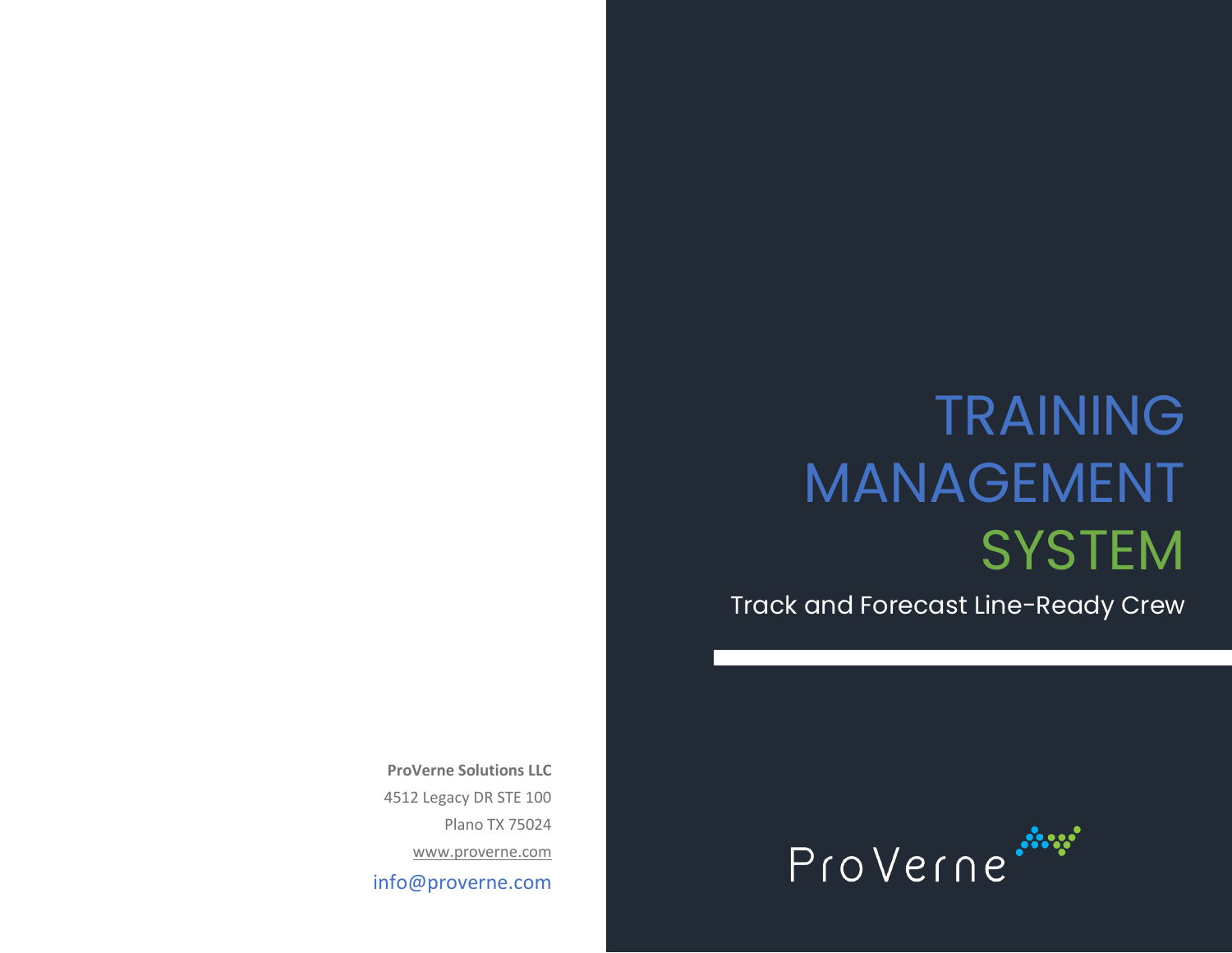# TRAINING MANAGEMENT SYSTEM

Track and Forecast Line-Ready Crew

**ProVerne Solutions LLC**
4512 Legacy DR STE 100
Plano TX 75024
www.proverne.com
info@proverne.com

ProVerne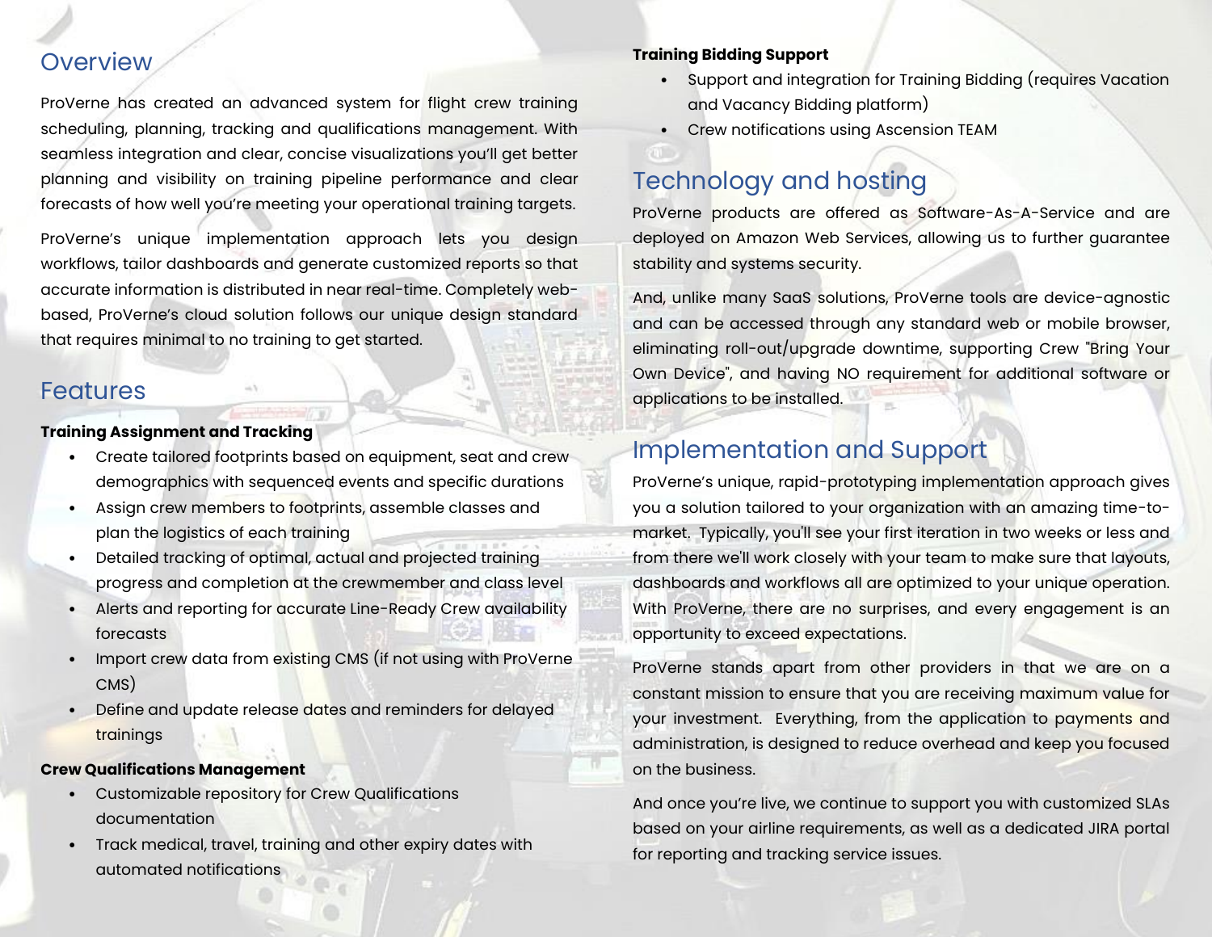## Overview

ProVerne has created an advanced system for flight crew training scheduling, planning, tracking and qualifications management. With seamless integration and clear, concise visualizations you'll get better planning and visibility on training pipeline performance and clear forecasts of how well you're meeting your operational training targets.

ProVerne's unique implementation approach lets you design workflows, tailor dashboards and generate customized reports so that accurate information is distributed in near real-time. Completely web-based, ProVerne's cloud solution follows our unique design standard that requires minimal to no training to get started.

## Features

**Training Assignment and Tracking**

- Create tailored footprints based on equipment, seat and crew demographics with sequenced events and specific durations
- Assign crew members to footprints, assemble classes and plan the logistics of each training
- Detailed tracking of optimal, actual and projected training progress and completion at the crewmember and class level
- Alerts and reporting for accurate Line-Ready Crew availability forecasts
- Import crew data from existing CMS (if not using with ProVerne CMS)
- Define and update release dates and reminders for delayed trainings

**Crew Qualifications Management**

- Customizable repository for Crew Qualifications documentation
- Track medical, travel, training and other expiry dates with automated notifications

**Training Bidding Support**

- Support and integration for Training Bidding (requires Vacation and Vacancy Bidding platform)
- Crew notifications using Ascension TEAM

## Technology and hosting

ProVerne products are offered as Software-As-A-Service and are deployed on Amazon Web Services, allowing us to further guarantee stability and systems security.

And, unlike many SaaS solutions, ProVerne tools are device-agnostic and can be accessed through any standard web or mobile browser, eliminating roll-out/upgrade downtime, supporting Crew "Bring Your Own Device", and having NO requirement for additional software or applications to be installed.

## Implementation and Support

ProVerne's unique, rapid-prototyping implementation approach gives you a solution tailored to your organization with an amazing time-to-market. Typically, you'll see your first iteration in two weeks or less and from there we'll work closely with your team to make sure that layouts, dashboards and workflows all are optimized to your unique operation. With ProVerne, there are no surprises, and every engagement is an opportunity to exceed expectations.

ProVerne stands apart from other providers in that we are on a constant mission to ensure that you are receiving maximum value for your investment. Everything, from the application to payments and administration, is designed to reduce overhead and keep you focused on the business.

And once you're live, we continue to support you with customized SLAs based on your airline requirements, as well as a dedicated JIRA portal for reporting and tracking service issues.